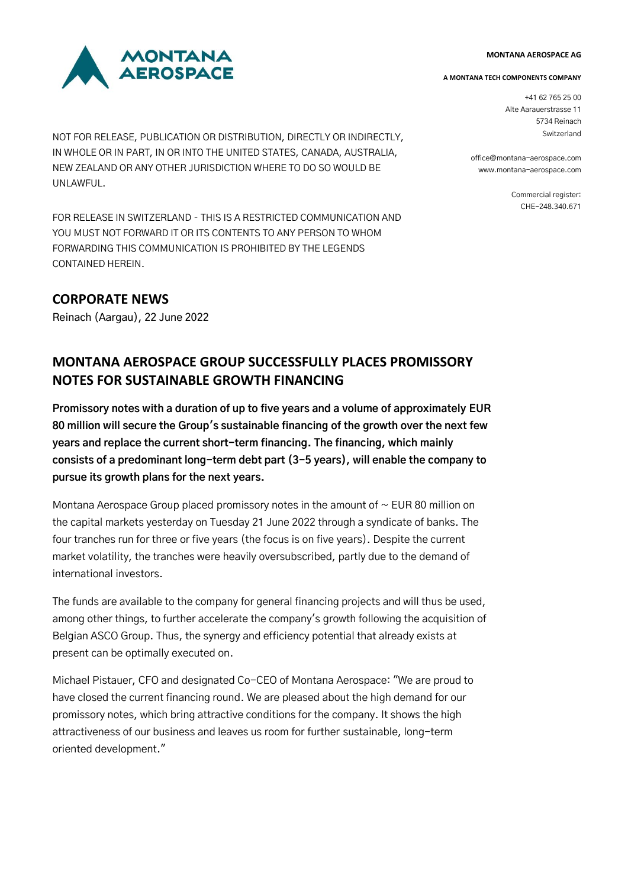MONTANA AEROSPACE

**MONTANA AEROSPACE AG**

**A MONTANA TECH COMPONENTS COMPANY**

+41 62 765 25 00
Alte Aarauerstrasse 11
5734 Reinach
Switzerland

office@montana-aerospace.com
www.montana-aerospace.com

Commercial register:
CHE-248.340.671

NOT FOR RELEASE, PUBLICATION OR DISTRIBUTION, DIRECTLY OR INDIRECTLY, IN WHOLE OR IN PART, IN OR INTO THE UNITED STATES, CANADA, AUSTRALIA, NEW ZEALAND OR ANY OTHER JURISDICTION WHERE TO DO SO WOULD BE UNLAWFUL.

FOR RELEASE IN SWITZERLAND - THIS IS A RESTRICTED COMMUNICATION AND YOU MUST NOT FORWARD IT OR ITS CONTENTS TO ANY PERSON TO WHOM FORWARDING THIS COMMUNICATION IS PROHIBITED BY THE LEGENDS CONTAINED HEREIN.

## CORPORATE NEWS

Reinach (Aargau), 22 June 2022

# MONTANA AEROSPACE GROUP SUCCESSFULLY PLACES PROMISSORY NOTES FOR SUSTAINABLE GROWTH FINANCING

**Promissory notes with a duration of up to five years and a volume of approximately EUR 80 million will secure the Group's sustainable financing of the growth over the next few years and replace the current short-term financing. The financing, which mainly consists of a predominant long-term debt part (3-5 years), will enable the company to pursue its growth plans for the next years.**

Montana Aerospace Group placed promissory notes in the amount of ~ EUR 80 million on the capital markets yesterday on Tuesday 21 June 2022 through a syndicate of banks. The four tranches run for three or five years (the focus is on five years). Despite the current market volatility, the tranches were heavily oversubscribed, partly due to the demand of international investors.

The funds are available to the company for general financing projects and will thus be used, among other things, to further accelerate the company's growth following the acquisition of Belgian ASCO Group. Thus, the synergy and efficiency potential that already exists at present can be optimally executed on.

Michael Pistauer, CFO and designated Co-CEO of Montana Aerospace: "We are proud to have closed the current financing round. We are pleased about the high demand for our promissory notes, which bring attractive conditions for the company. It shows the high attractiveness of our business and leaves us room for further sustainable, long-term oriented development."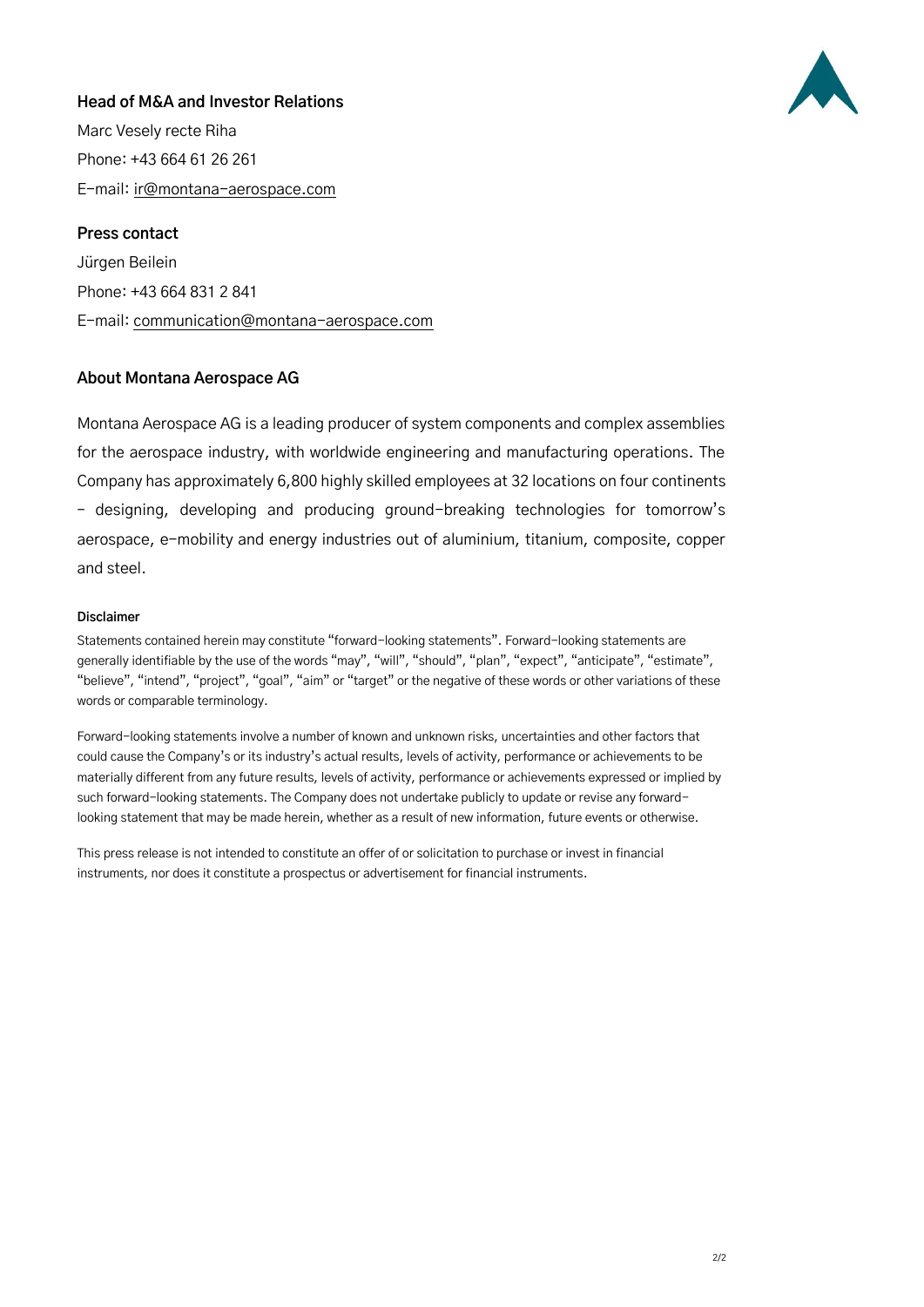**Head of M&A and Investor Relations**

Marc Vesely recte Riha
Phone: +43 664 61 26 261
E-mail: ir@montana-aerospace.com

**Press contact**

Jürgen Beilein
Phone: +43 664 831 2 841
E-mail: communication@montana-aerospace.com

## About Montana Aerospace AG

Montana Aerospace AG is a leading producer of system components and complex assemblies for the aerospace industry, with worldwide engineering and manufacturing operations. The Company has approximately 6,800 highly skilled employees at 32 locations on four continents – designing, developing and producing ground-breaking technologies for tomorrow's aerospace, e-mobility and energy industries out of aluminium, titanium, composite, copper and steel.

**Disclaimer**

Statements contained herein may constitute "forward-looking statements". Forward-looking statements are generally identifiable by the use of the words "may", "will", "should", "plan", "expect", "anticipate", "estimate", "believe", "intend", "project", "goal", "aim" or "target" or the negative of these words or other variations of these words or comparable terminology.

Forward-looking statements involve a number of known and unknown risks, uncertainties and other factors that could cause the Company's or its industry's actual results, levels of activity, performance or achievements to be materially different from any future results, levels of activity, performance or achievements expressed or implied by such forward-looking statements. The Company does not undertake publicly to update or revise any forward-looking statement that may be made herein, whether as a result of new information, future events or otherwise.

This press release is not intended to constitute an offer of or solicitation to purchase or invest in financial instruments, nor does it constitute a prospectus or advertisement for financial instruments.